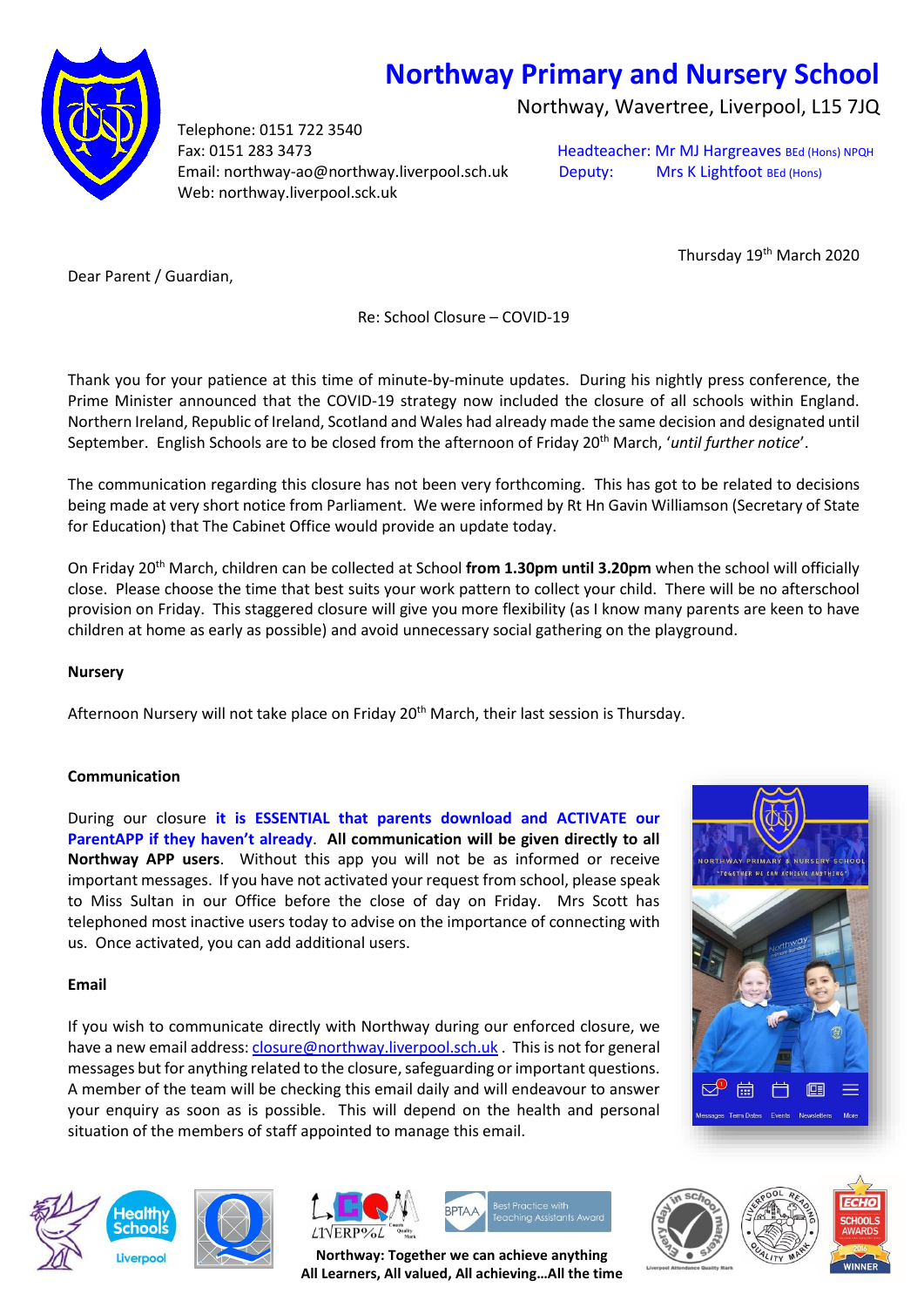# Northway Primary and Nursery School

Northway, Wavertree, Liverpool, L15 7JQ

Telephone: 0151 722 3540
Fax: 0151 283 3473
Email: northway-ao@northway.liverpool.sch.uk
Web: northway.liverpool.sck.uk

Headteacher: Mr MJ Hargreaves BEd (Hons) NPQH
Deputy: Mrs K Lightfoot BEd (Hons)

Thursday 19th March 2020

Dear Parent / Guardian,

Re: School Closure – COVID-19

Thank you for your patience at this time of minute-by-minute updates. During his nightly press conference, the Prime Minister announced that the COVID-19 strategy now included the closure of all schools within England. Northern Ireland, Republic of Ireland, Scotland and Wales had already made the same decision and designated until September. English Schools are to be closed from the afternoon of Friday 20th March, '*until further notice*'.

The communication regarding this closure has not been very forthcoming. This has got to be related to decisions being made at very short notice from Parliament. We were informed by Rt Hn Gavin Williamson (Secretary of State for Education) that The Cabinet Office would provide an update today.

On Friday 20th March, children can be collected at School **from 1.30pm until 3.20pm** when the school will officially close. Please choose the time that best suits your work pattern to collect your child. There will be no afterschool provision on Friday. This staggered closure will give you more flexibility (as I know many parents are keen to have children at home as early as possible) and avoid unnecessary social gathering on the playground.

**Nursery**

Afternoon Nursery will not take place on Friday 20th March, their last session is Thursday.

**Communication**

During our closure **it is ESSENTIAL that parents download and ACTIVATE our ParentAPP if they haven't already**. **All communication will be given directly to all Northway APP users**. Without this app you will not be as informed or receive important messages. If you have not activated your request from school, please speak to Miss Sultan in our Office before the close of day on Friday. Mrs Scott has telephoned most inactive users today to advise on the importance of connecting with us. Once activated, you can add additional users.

**Email**

If you wish to communicate directly with Northway during our enforced closure, we have a new email address: closure@northway.liverpool.sch.uk . This is not for general messages but for anything related to the closure, safeguarding or important questions. A member of the team will be checking this email daily and will endeavour to answer your enquiry as soon as is possible. This will depend on the health and personal situation of the members of staff appointed to manage this email.

Northway: Together we can achieve anything
All Learners, All valued, All achieving…All the time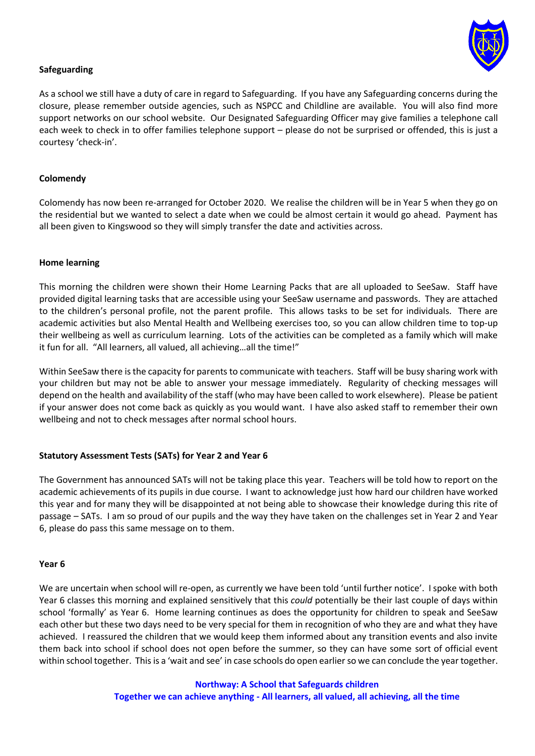**Safeguarding**

As a school we still have a duty of care in regard to Safeguarding. If you have any Safeguarding concerns during the closure, please remember outside agencies, such as NSPCC and Childline are available. You will also find more support networks on our school website. Our Designated Safeguarding Officer may give families a telephone call each week to check in to offer families telephone support – please do not be surprised or offended, this is just a courtesy 'check-in'.

**Colomendy**

Colomendy has now been re-arranged for October 2020. We realise the children will be in Year 5 when they go on the residential but we wanted to select a date when we could be almost certain it would go ahead. Payment has all been given to Kingswood so they will simply transfer the date and activities across.

**Home learning**

This morning the children were shown their Home Learning Packs that are all uploaded to SeeSaw. Staff have provided digital learning tasks that are accessible using your SeeSaw username and passwords. They are attached to the children's personal profile, not the parent profile. This allows tasks to be set for individuals. There are academic activities but also Mental Health and Wellbeing exercises too, so you can allow children time to top-up their wellbeing as well as curriculum learning. Lots of the activities can be completed as a family which will make it fun for all. "All learners, all valued, all achieving…all the time!"

Within SeeSaw there is the capacity for parents to communicate with teachers. Staff will be busy sharing work with your children but may not be able to answer your message immediately. Regularity of checking messages will depend on the health and availability of the staff (who may have been called to work elsewhere). Please be patient if your answer does not come back as quickly as you would want. I have also asked staff to remember their own wellbeing and not to check messages after normal school hours.

**Statutory Assessment Tests (SATs) for Year 2 and Year 6**

The Government has announced SATs will not be taking place this year. Teachers will be told how to report on the academic achievements of its pupils in due course. I want to acknowledge just how hard our children have worked this year and for many they will be disappointed at not being able to showcase their knowledge during this rite of passage – SATs. I am so proud of our pupils and the way they have taken on the challenges set in Year 2 and Year 6, please do pass this same message on to them.

**Year 6**

We are uncertain when school will re-open, as currently we have been told 'until further notice'. I spoke with both Year 6 classes this morning and explained sensitively that this *could* potentially be their last couple of days within school 'formally' as Year 6. Home learning continues as does the opportunity for children to speak and SeeSaw each other but these two days need to be very special for them in recognition of who they are and what they have achieved. I reassured the children that we would keep them informed about any transition events and also invite them back into school if school does not open before the summer, so they can have some sort of official event within school together. This is a 'wait and see' in case schools do open earlier so we can conclude the year together.

**Northway: A School that Safeguards children**
**Together we can achieve anything - All learners, all valued, all achieving, all the time**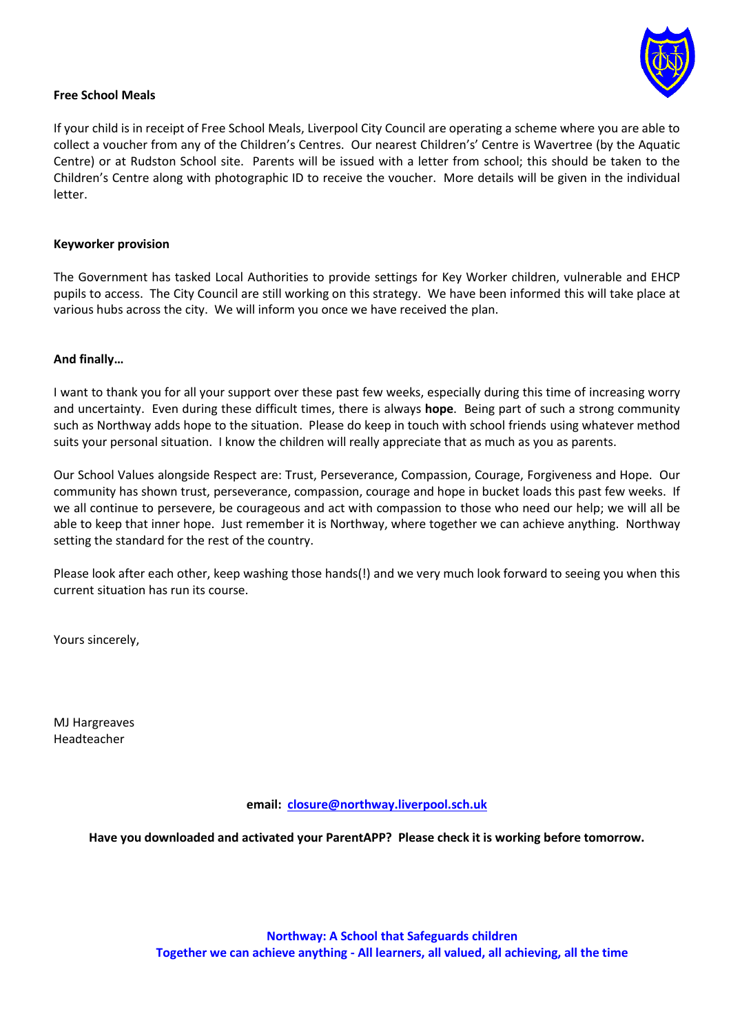**Free School Meals**

If your child is in receipt of Free School Meals, Liverpool City Council are operating a scheme where you are able to collect a voucher from any of the Children's Centres. Our nearest Children's' Centre is Wavertree (by the Aquatic Centre) or at Rudston School site. Parents will be issued with a letter from school; this should be taken to the Children's Centre along with photographic ID to receive the voucher. More details will be given in the individual letter.

**Keyworker provision**

The Government has tasked Local Authorities to provide settings for Key Worker children, vulnerable and EHCP pupils to access. The City Council are still working on this strategy. We have been informed this will take place at various hubs across the city. We will inform you once we have received the plan.

**And finally…**

I want to thank you for all your support over these past few weeks, especially during this time of increasing worry and uncertainty. Even during these difficult times, there is always **hope**. Being part of such a strong community such as Northway adds hope to the situation. Please do keep in touch with school friends using whatever method suits your personal situation. I know the children will really appreciate that as much as you as parents.

Our School Values alongside Respect are: Trust, Perseverance, Compassion, Courage, Forgiveness and Hope. Our community has shown trust, perseverance, compassion, courage and hope in bucket loads this past few weeks. If we all continue to persevere, be courageous and act with compassion to those who need our help; we will all be able to keep that inner hope. Just remember it is Northway, where together we can achieve anything. Northway setting the standard for the rest of the country.

Please look after each other, keep washing those hands(!) and we very much look forward to seeing you when this current situation has run its course.

Yours sincerely,

MJ Hargreaves
Headteacher

**email: closure@northway.liverpool.sch.uk**

**Have you downloaded and activated your ParentAPP? Please check it is working before tomorrow.**

**Northway: A School that Safeguards children**
**Together we can achieve anything - All learners, all valued, all achieving, all the time**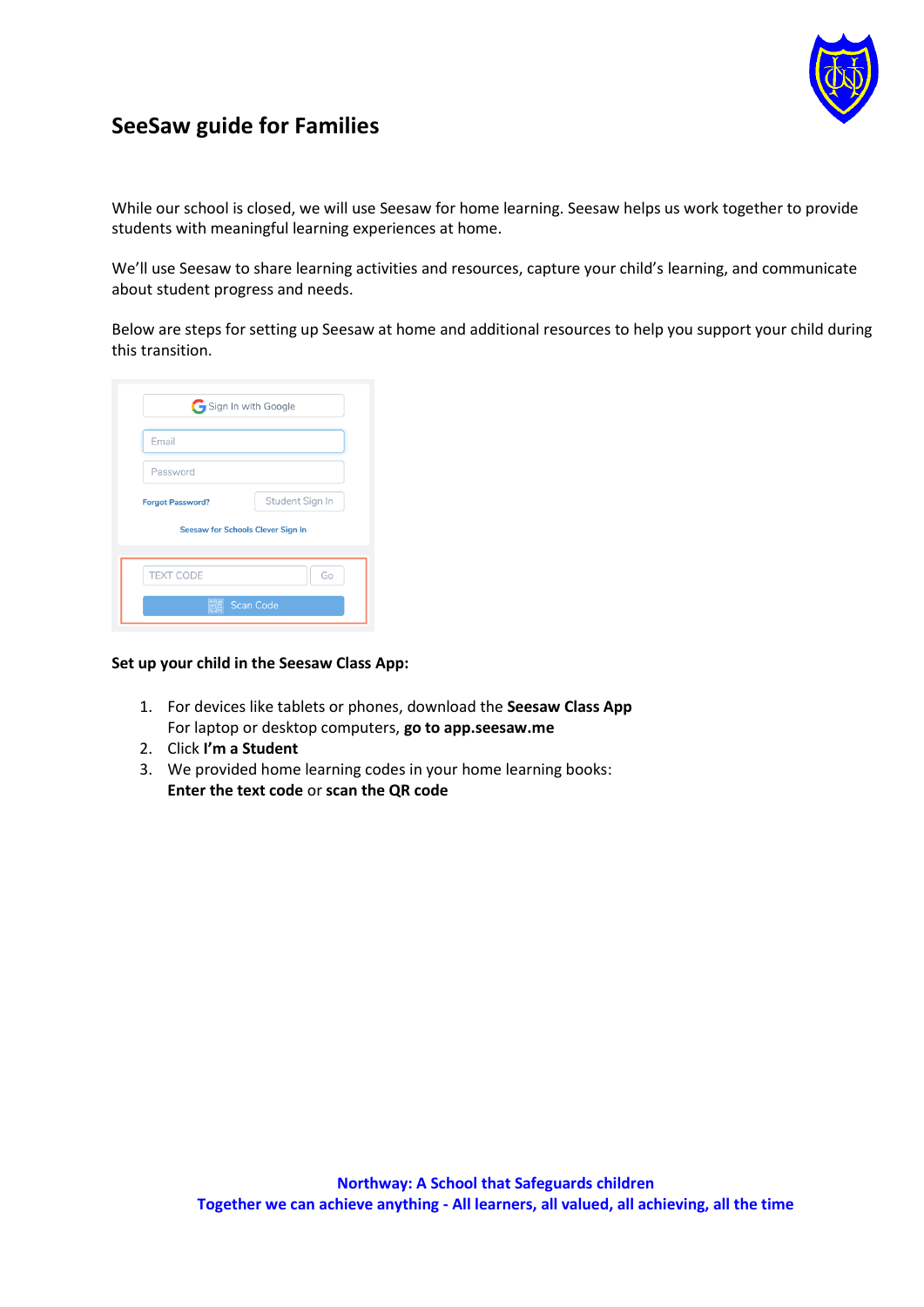## SeeSaw guide for Families

While our school is closed, we will use Seesaw for home learning. Seesaw helps us work together to provide students with meaningful learning experiences at home.

We'll use Seesaw to share learning activities and resources, capture your child's learning, and communicate about student progress and needs.

Below are steps for setting up Seesaw at home and additional resources to help you support your child during this transition.

**Set up your child in the Seesaw Class App:**

1. For devices like tablets or phones, download the **Seesaw Class App**
   For laptop or desktop computers, **go to app.seesaw.me**
2. Click **I'm a Student**
3. We provided home learning codes in your home learning books:
   **Enter the text code** or **scan the QR code**

**Northway: A School that Safeguards children**
**Together we can achieve anything - All learners, all valued, all achieving, all the time**